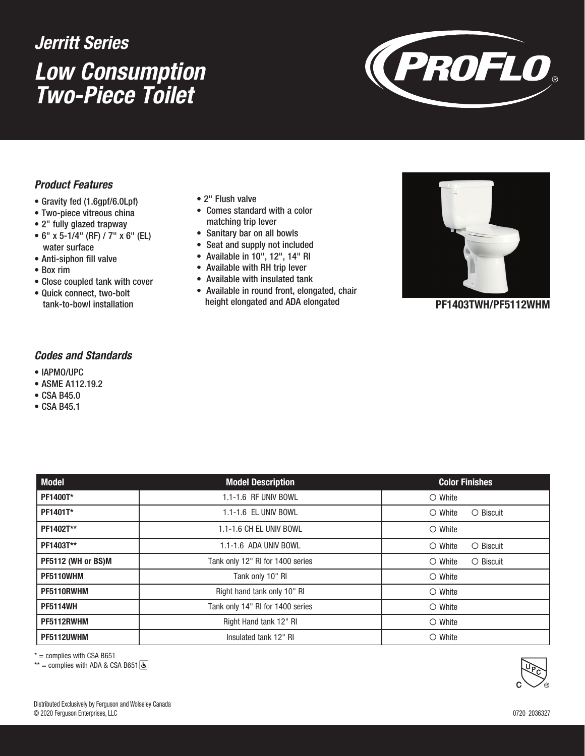# Jerritt Series

# Low Consumption Two-Piece Toilet

PROFLO®

### Product Features

- Gravity fed (1.6gpf/6.0Lpf)
- Two-piece vitreous china
- 2" fully glazed trapway
- 6" x 5-1/4" (RF) / 7" x 6" (EL) water surface
- Anti-siphon fill valve
- Box rim
- Close coupled tank with cover
- Quick connect, two-bolt tank-to-bowl installation
- 2" Flush valve
- Comes standard with a color matching trip lever
- Sanitary bar on all bowls
- Seat and supply not included
- Available in 10", 12", 14" RI
- Available with RH trip lever
- Available with insulated tank
- Available in round front, elongated, chair height elongated and ADA elongated

PF1403TWH/PF5112WHM

### Codes and Standards

- IAPMO/UPC
- ASME A112.19.2
- CSA B45.0
- CSA B45.1

| Model | Model Description | Color Finishes |
|---|---|---|
| PF1400T* | 1.1-1.6 RF UNIV BOWL | ○ White |
| PF1401T* | 1.1-1.6 EL UNIV BOWL | ○ White ○ Biscuit |
| PF1402T** | 1.1-1.6 CH EL UNIV BOWL | ○ White |
| PF1403T** | 1.1-1.6 ADA UNIV BOWL | ○ White ○ Biscuit |
| PF5112 (WH or BS)M | Tank only 12" RI for 1400 series | ○ White ○ Biscuit |
| PF5110WHM | Tank only 10" RI | ○ White |
| PF5110RWHM | Right hand tank only 10" RI | ○ White |
| PF5114WH | Tank only 14" RI for 1400 series | ○ White |
| PF5112RWHM | Right Hand tank 12" RI | ○ White |
| PF5112UWHM | Insulated tank 12" RI | ○ White |

* = complies with CSA B651

** = complies with ADA & CSA B651

Distributed Exclusively by Ferguson and Wolseley Canada
© 2020 Ferguson Enterprises, LLC

0720 2036327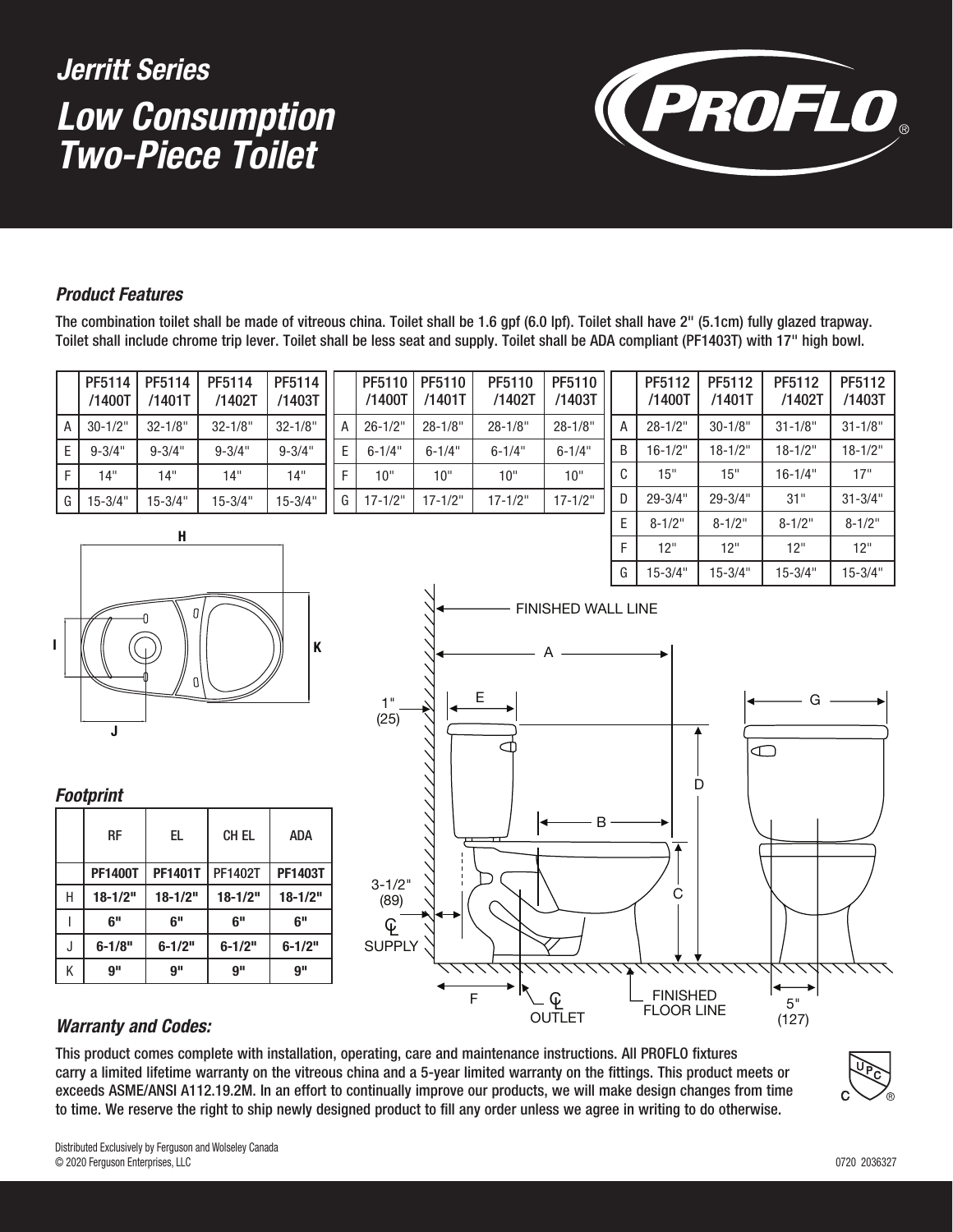# Jerritt Series

# Low Consumption Two-Piece Toilet

PROFLO®

### *Product Features*

The combination toilet shall be made of vitreous china. Toilet shall be 1.6 gpf (6.0 lpf). Toilet shall have 2" (5.1cm) fully glazed trapway. Toilet shall include chrome trip lever. Toilet shall be less seat and supply. Toilet shall be ADA compliant (PF1403T) with 17" high bowl.

| | PF5114 /1400T | PF5114 /1401T | PF5114 /1402T | PF5114 /1403T |
|---|---|---|---|---|
| A | 30-1/2" | 32-1/8" | 32-1/8" | 32-1/8" |
| E | 9-3/4" | 9-3/4" | 9-3/4" | 9-3/4" |
| F | 14" | 14" | 14" | 14" |
| G | 15-3/4" | 15-3/4" | 15-3/4" | 15-3/4" |

| | PF5110 /1400T | PF5110 /1401T | PF5110 /1402T | PF5110 /1403T |
|---|---|---|---|---|
| A | 26-1/2" | 28-1/8" | 28-1/8" | 28-1/8" |
| E | 6-1/4" | 6-1/4" | 6-1/4" | 6-1/4" |
| F | 10" | 10" | 10" | 10" |
| G | 17-1/2" | 17-1/2" | 17-1/2" | 17-1/2" |

| | PF5112 /1400T | PF5112 /1401T | PF5112 /1402T | PF5112 /1403T |
|---|---|---|---|---|
| A | 28-1/2" | 30-1/8" | 31-1/8" | 31-1/8" |
| B | 16-1/2" | 18-1/2" | 18-1/2" | 18-1/2" |
| C | 15" | 15" | 16-1/4" | 17" |
| D | 29-3/4" | 29-3/4" | 31" | 31-3/4" |
| E | 8-1/2" | 8-1/2" | 8-1/2" | 8-1/2" |
| F | 12" | 12" | 12" | 12" |
| G | 15-3/4" | 15-3/4" | 15-3/4" | 15-3/4" |

H
I
K
J

FINISHED WALL LINE
A
E
G
1"
(25)
D
B
C
3-1/2"
(89)
℄
SUPPLY
F
℄
OUTLET
FINISHED
FLOOR LINE
5"
(127)

### *Footprint*

| | RF | EL | CH EL | ADA |
|---|---|---|---|---|
| | **PF1400T** | **PF1401T** | PF1402T | **PF1403T** |
| H | **18-1/2"** | **18-1/2"** | **18-1/2"** | **18-1/2"** |
| I | **6"** | **6"** | **6"** | **6"** |
| J | **6-1/8"** | **6-1/2"** | **6-1/2"** | **6-1/2"** |
| K | **9"** | **9"** | **9"** | **9"** |

### *Warranty and Codes:*

This product comes complete with installation, operating, care and maintenance instructions. All PROFLO fixtures carry a limited lifetime warranty on the vitreous china and a 5-year limited warranty on the fittings. This product meets or exceeds ASME/ANSI A112.19.2M. In an effort to continually improve our products, we will make design changes from time to time. We reserve the right to ship newly designed product to fill any order unless we agree in writing to do otherwise.

Distributed Exclusively by Ferguson and Wolseley Canada
© 2020 Ferguson Enterprises, LLC

0720 2036327